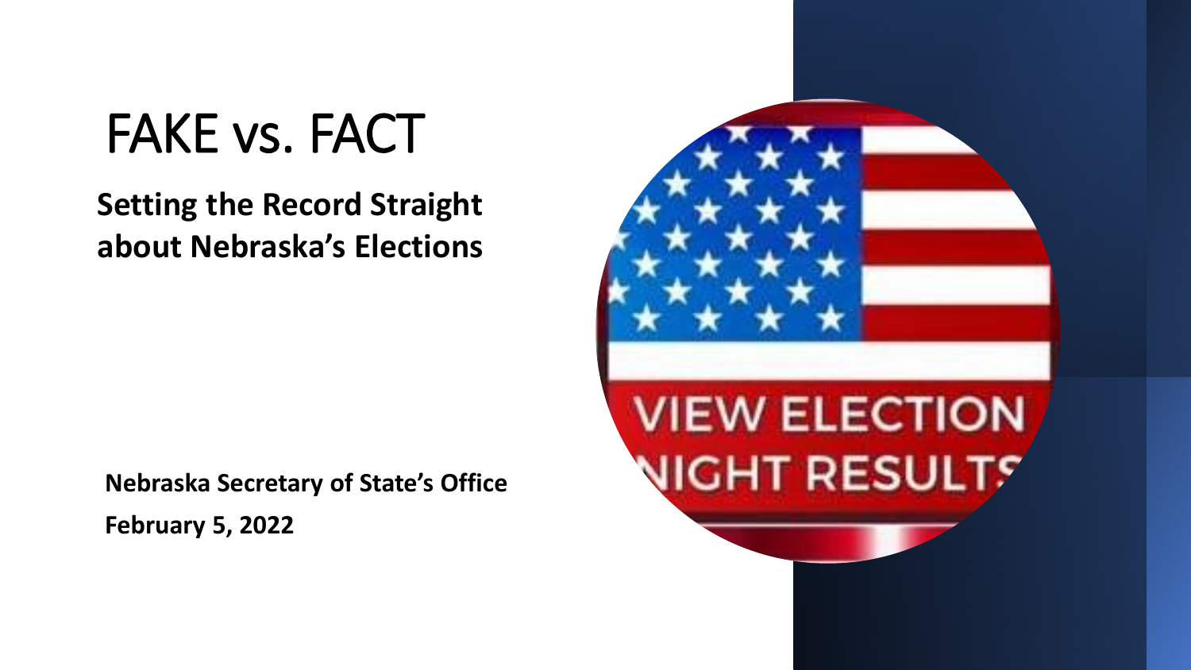# FAKE vs. FACT

**Setting the Record Straight about Nebraska's Elections**

**Nebraska Secretary of State's Office**

**February 5, 2022**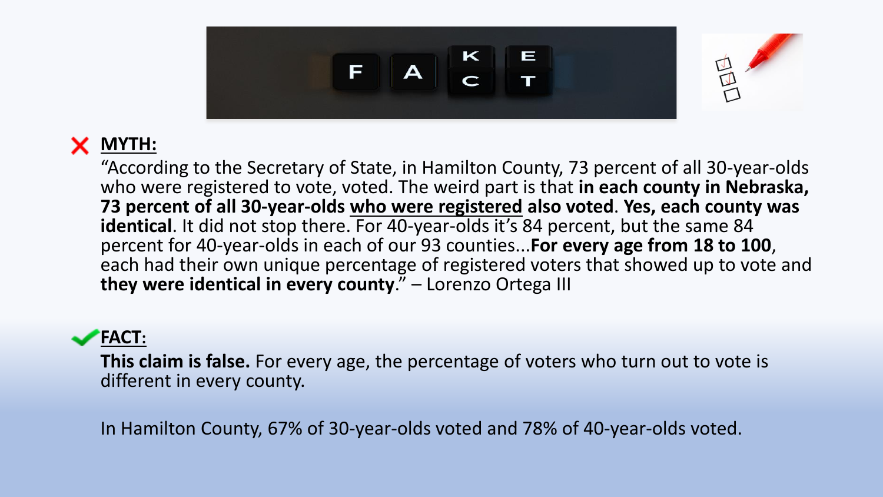## MYTH:

"According to the Secretary of State, in Hamilton County, 73 percent of all 30-year-olds who were registered to vote, voted. The weird part is that **in each county in Nebraska, 73 percent of all 30-year-olds <u>who were registered</u> also voted**. **Yes, each county was identical**. It did not stop there. For 40-year-olds it's 84 percent, but the same 84 percent for 40-year-olds in each of our 93 counties...**For every age from 18 to 100**, each had their own unique percentage of registered voters that showed up to vote and **they were identical in every county**." – Lorenzo Ortega III

## FACT:

**This claim is false.** For every age, the percentage of voters who turn out to vote is different in every county.

In Hamilton County, 67% of 30-year-olds voted and 78% of 40-year-olds voted.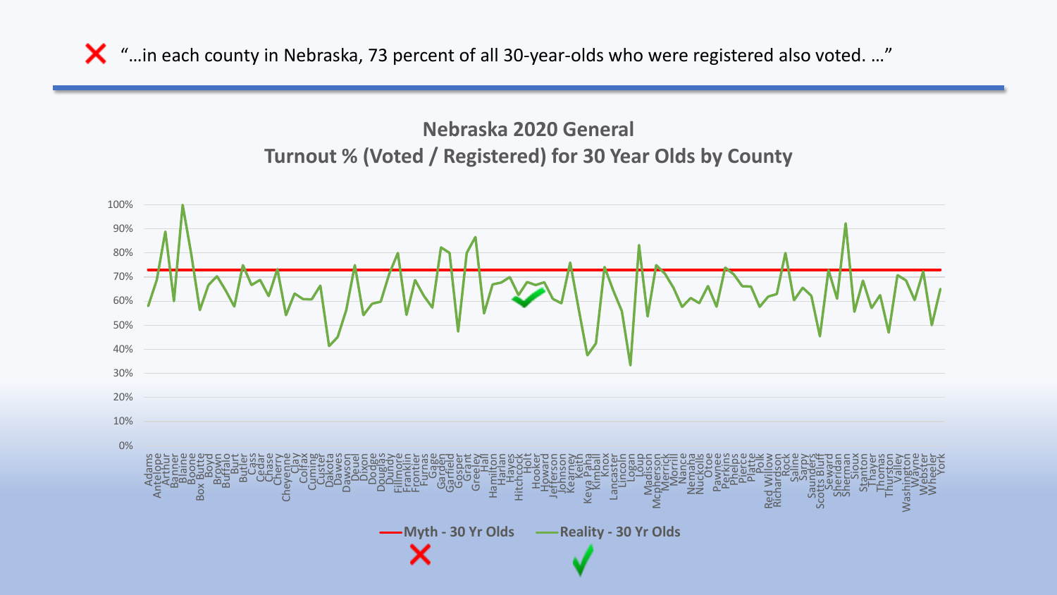❌ "…in each county in Nebraska, 73 percent of all 30-year-olds who were registered also voted. …"

## Nebraska 2020 General
## Turnout % (Voted / Registered) for 30 Year Olds by County

Y-axis: 0%, 10%, 20%, 30%, 40%, 50%, 60%, 70%, 80%, 90%, 100%

X-axis (counties): Adams, Antelope, Arthur, Banner, Blaine, Boone, Box Butte, Boyd, Brown, Buffalo, Burt, Butler, Cass, Cedar, Chase, Cherry, Cheyenne, Clay, Colfax, Cuming, Custer, Dakota, Dawes, Dawson, Deuel, Dixon, Dodge, Douglas, Dundy, Fillmore, Franklin, Frontier, Furnas, Gage, Garden, Garfield, Gosper, Grant, Greeley, Hall, Hamilton, Harlan, Hayes, Hitchcock, Holt, Hooker, Howard, Jefferson, Johnson, Kearney, Keith, Keya Paha, Kimball, Knox, Lancaster, Lincoln, Logan, Loup, Madison, Mcpherson, Merrick, Morrill, Nance, Nemaha, Nuckolls, Otoe, Pawnee, Perkins, Phelps, Pierce, Platte, Polk, Red Willow, Richardson, Rock, Saline, Sarpy, Saunders, Scotts Bluff, Seward, Sheridan, Sherman, Sioux, Stanton, Thayer, Thomas, Thurston, Valley, Washington, Wayne, Webster, Wheeler, York

Legend: Myth - 30 Yr Olds ❌ | Reality - 30 Yr Olds ✔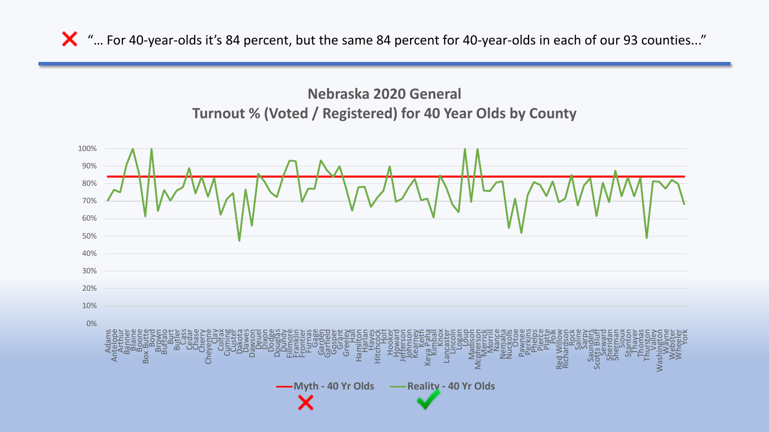❌ "… For 40-year-olds it's 84 percent, but the same 84 percent for 40-year-olds in each of our 93 counties..."

## Nebraska 2020 General
## Turnout % (Voted / Registered) for 40 Year Olds by County

Myth - 40 Yr Olds ❌ | Reality - 40 Yr Olds ✔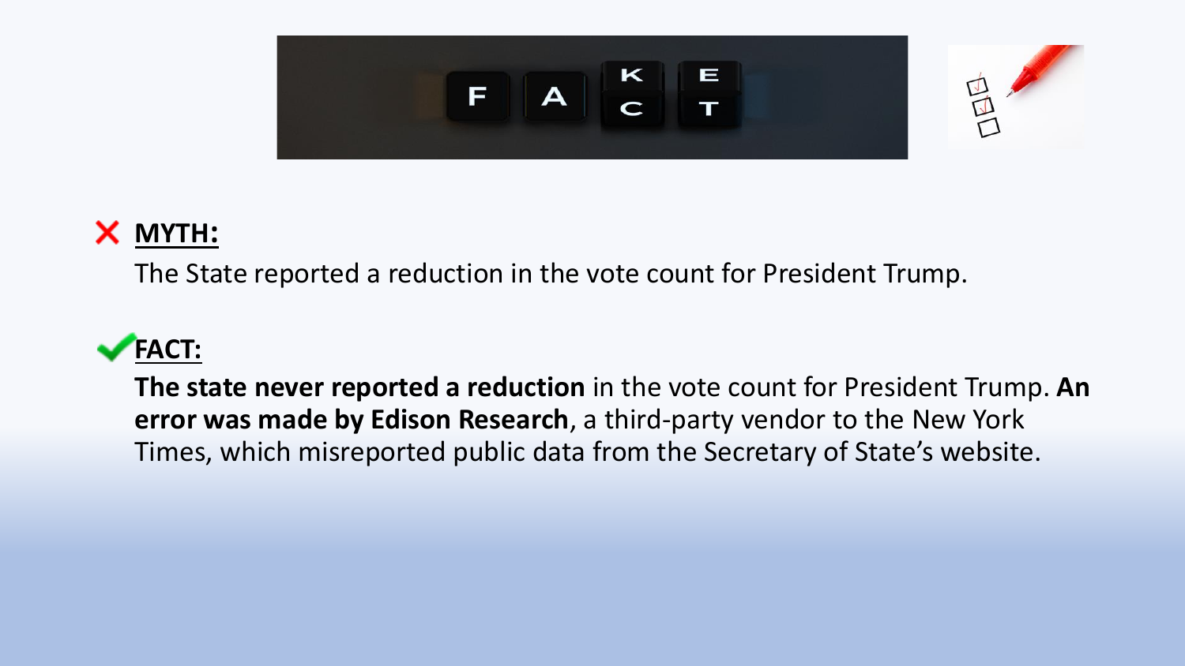❌ **MYTH:**

The State reported a reduction in the vote count for President Trump.

✔ **FACT:**

**The state never reported a reduction** in the vote count for President Trump. **An error was made by Edison Research**, a third-party vendor to the New York Times, which misreported public data from the Secretary of State's website.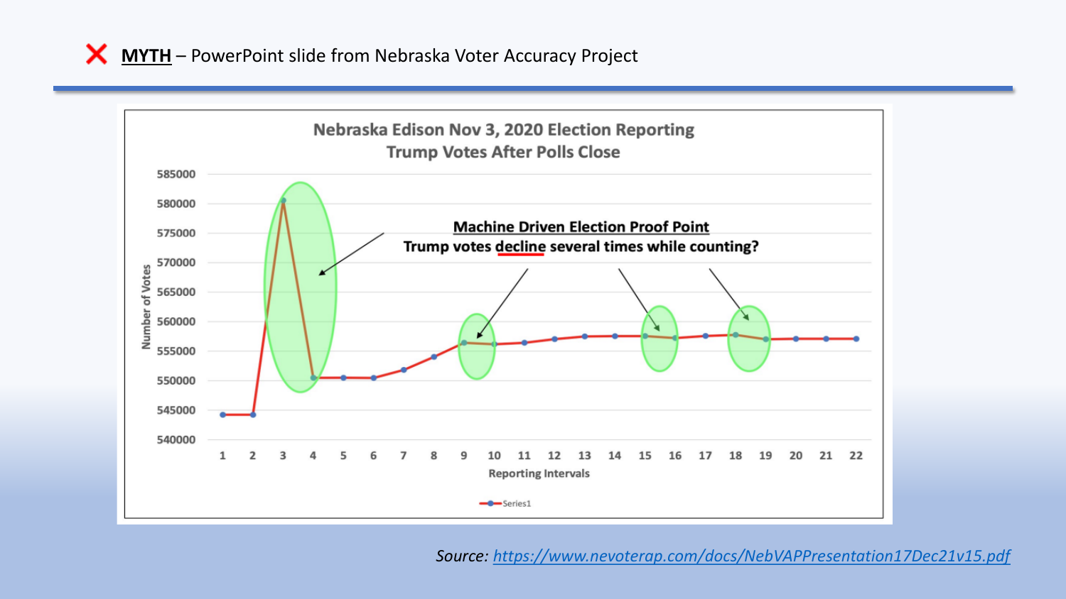❌ **MYTH** – PowerPoint slide from Nebraska Voter Accuracy Project

**Nebraska Edison Nov 3, 2020 Election Reporting**
**Trump Votes After Polls Close**

**Machine Driven Election Proof Point**
**Trump votes decline several times while counting?**

Number of Votes

585000
580000
575000
570000
565000
560000
555000
550000
545000
540000

1 2 3 4 5 6 7 8 9 10 11 12 13 14 15 16 17 18 19 20 21 22

Reporting Intervals

Series1

*Source: https://www.nevoterap.com/docs/NebVAPPresentation17Dec21v15.pdf*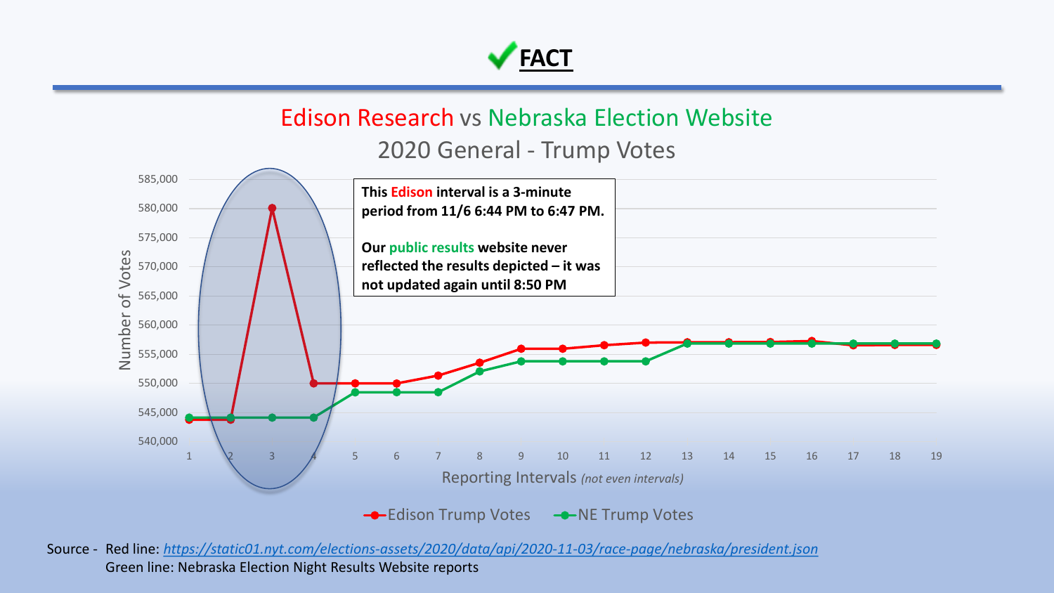# ✓ FACT

## Edison Research vs Nebraska Election Website

### 2020 General - Trump Votes

**This Edison interval is a 3-minute period from 11/6 6:44 PM to 6:47 PM.**

**Our public results website never reflected the results depicted – it was not updated again until 8:50 PM**

Number of Votes

Reporting Intervals *(not even intervals)*

Edison Trump Votes — NE Trump Votes

Source - Red line: *https://static01.nyt.com/elections-assets/2020/data/api/2020-11-03/race-page/nebraska/president.json*
Green line: Nebraska Election Night Results Website reports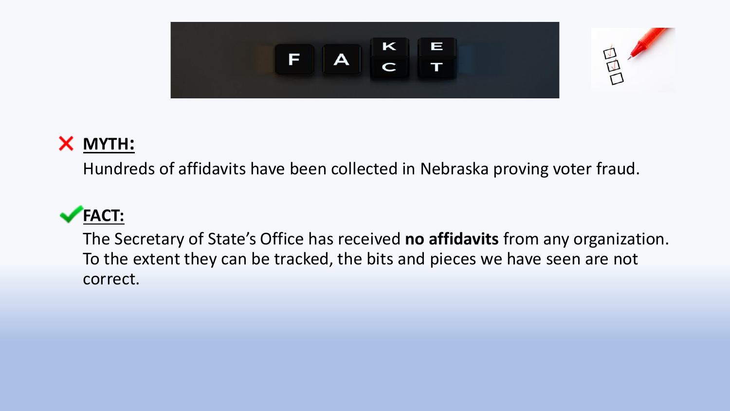**MYTH:**

Hundreds of affidavits have been collected in Nebraska proving voter fraud.

**FACT:**

The Secretary of State's Office has received **no affidavits** from any organization. To the extent they can be tracked, the bits and pieces we have seen are not correct.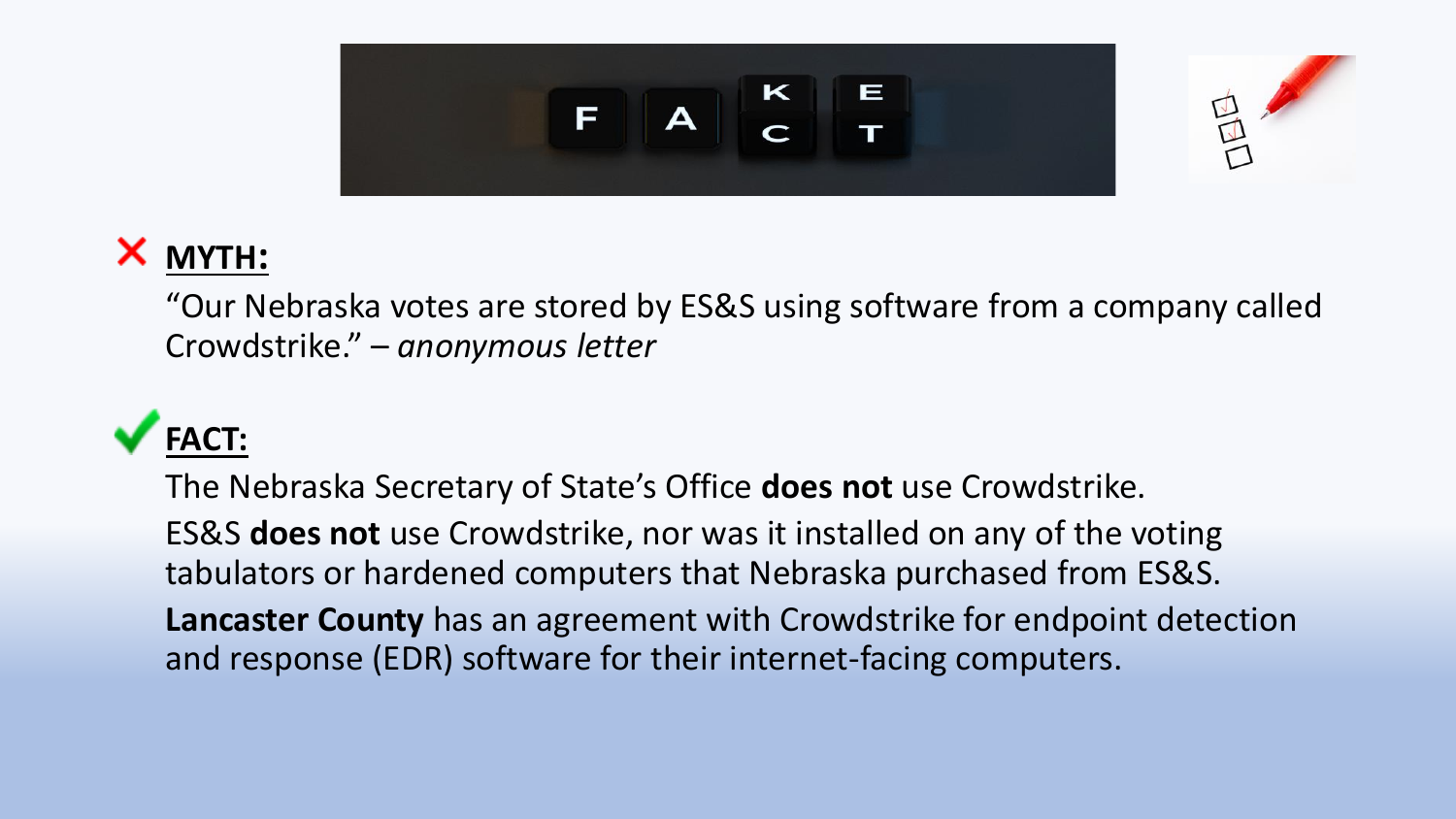**MYTH:**

"Our Nebraska votes are stored by ES&S using software from a company called Crowdstrike." – *anonymous letter*

**FACT:**

The Nebraska Secretary of State's Office **does not** use Crowdstrike.

ES&S **does not** use Crowdstrike, nor was it installed on any of the voting tabulators or hardened computers that Nebraska purchased from ES&S.

**Lancaster County** has an agreement with Crowdstrike for endpoint detection and response (EDR) software for their internet-facing computers.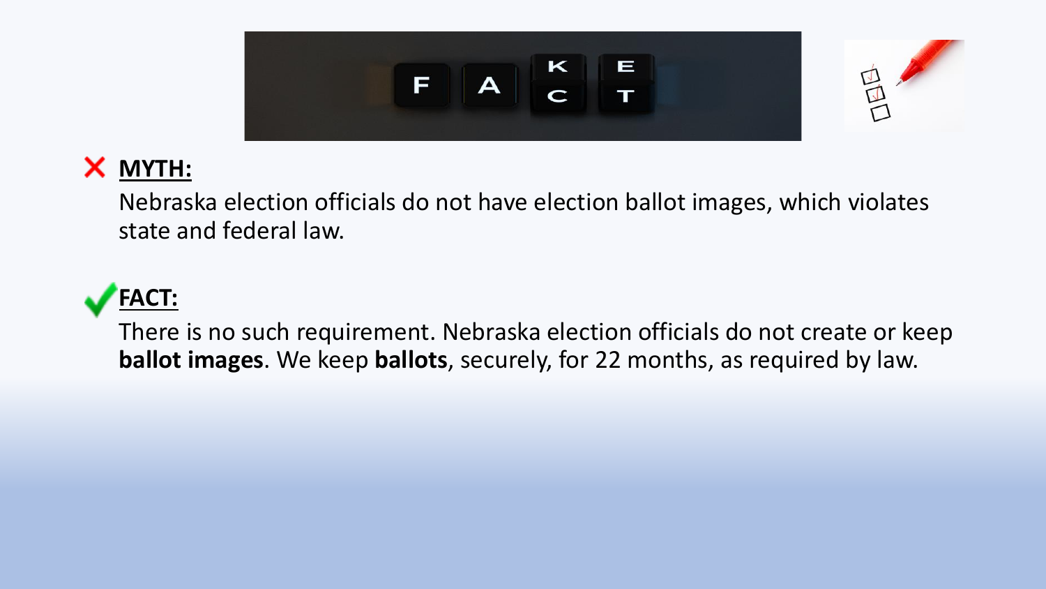❌ **MYTH:**

Nebraska election officials do not have election ballot images, which violates state and federal law.

✅ **FACT:**

There is no such requirement. Nebraska election officials do not create or keep **ballot images**. We keep **ballots**, securely, for 22 months, as required by law.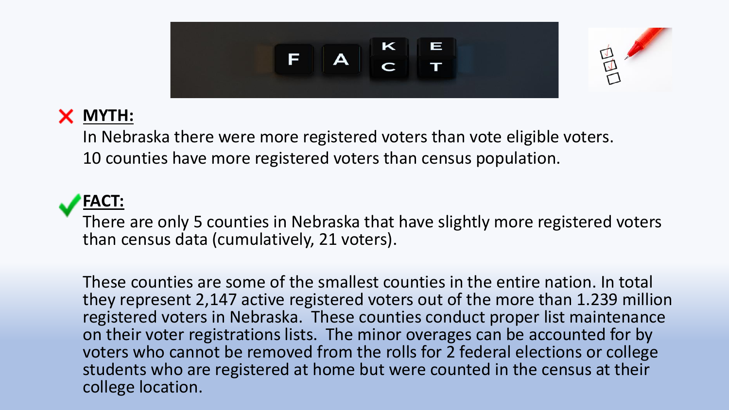**MYTH:**

In Nebraska there were more registered voters than vote eligible voters.
10 counties have more registered voters than census population.

**FACT:**

There are only 5 counties in Nebraska that have slightly more registered voters than census data (cumulatively, 21 voters).

These counties are some of the smallest counties in the entire nation. In total they represent 2,147 active registered voters out of the more than 1.239 million registered voters in Nebraska. These counties conduct proper list maintenance on their voter registrations lists. The minor overages can be accounted for by voters who cannot be removed from the rolls for 2 federal elections or college students who are registered at home but were counted in the census at their college location.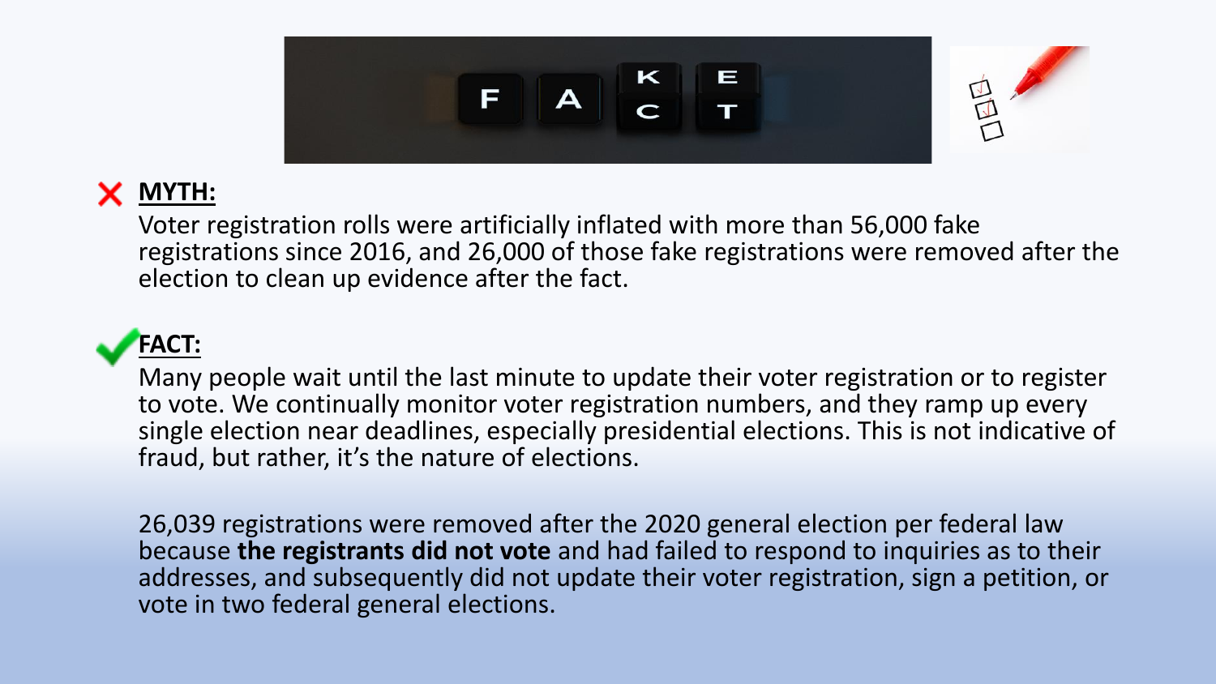**MYTH:**

Voter registration rolls were artificially inflated with more than 56,000 fake registrations since 2016, and 26,000 of those fake registrations were removed after the election to clean up evidence after the fact.

**FACT:**

Many people wait until the last minute to update their voter registration or to register to vote. We continually monitor voter registration numbers, and they ramp up every single election near deadlines, especially presidential elections. This is not indicative of fraud, but rather, it's the nature of elections.

26,039 registrations were removed after the 2020 general election per federal law because **the registrants did not vote** and had failed to respond to inquiries as to their addresses, and subsequently did not update their voter registration, sign a petition, or vote in two federal general elections.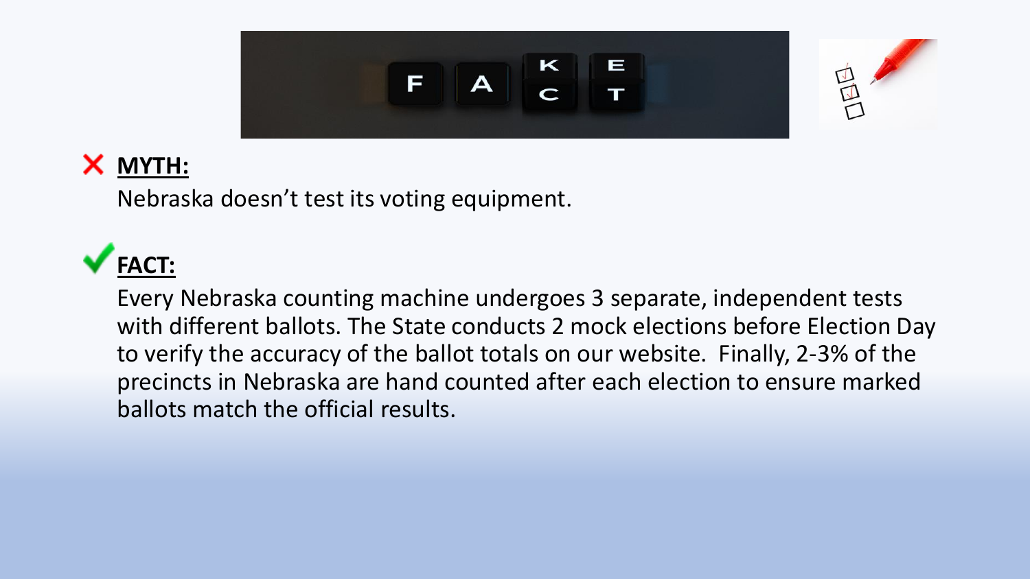❌ **MYTH:**

Nebraska doesn't test its voting equipment.

✔ **FACT:**

Every Nebraska counting machine undergoes 3 separate, independent tests with different ballots. The State conducts 2 mock elections before Election Day to verify the accuracy of the ballot totals on our website. Finally, 2-3% of the precincts in Nebraska are hand counted after each election to ensure marked ballots match the official results.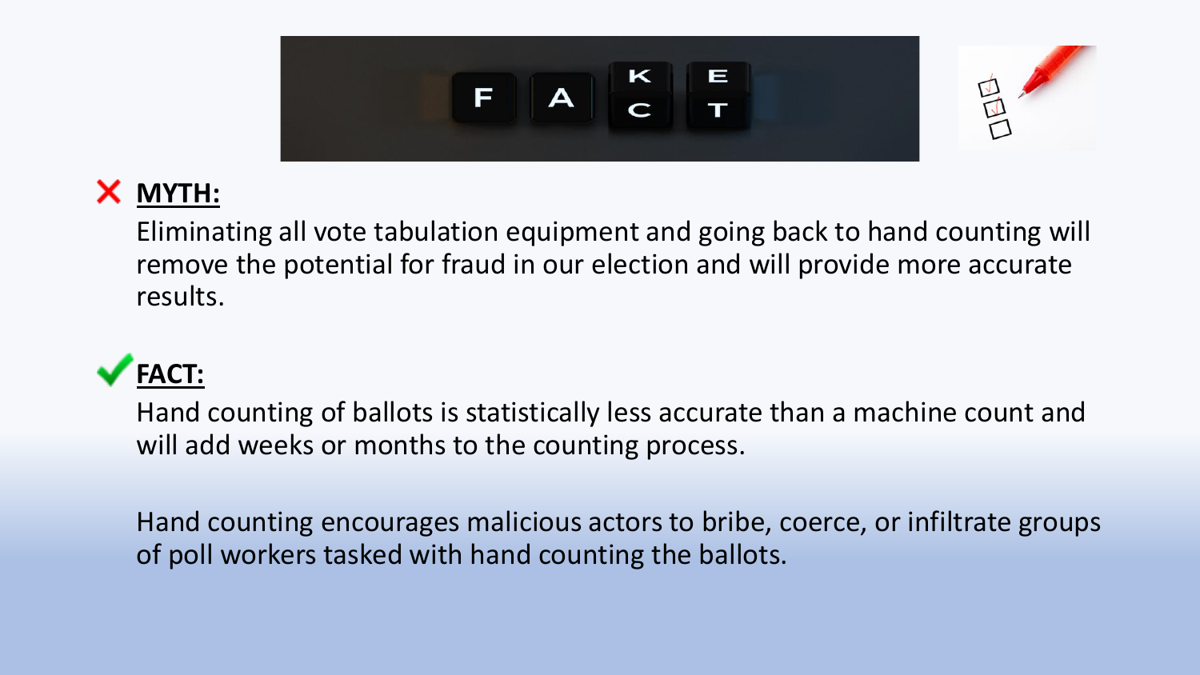❌ **MYTH:**

Eliminating all vote tabulation equipment and going back to hand counting will remove the potential for fraud in our election and will provide more accurate results.

✔ **FACT:**

Hand counting of ballots is statistically less accurate than a machine count and will add weeks or months to the counting process.

Hand counting encourages malicious actors to bribe, coerce, or infiltrate groups of poll workers tasked with hand counting the ballots.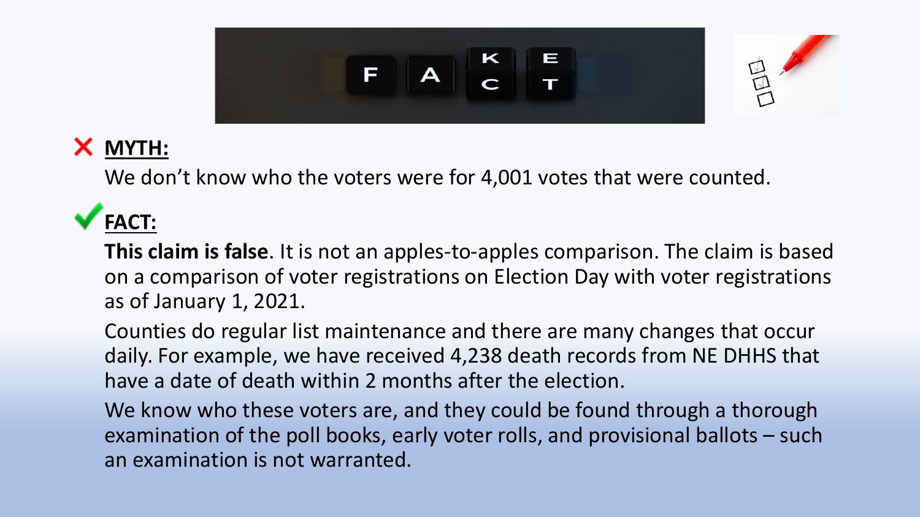## ❌ MYTH:

We don’t know who the voters were for 4,001 votes that were counted.

## ✔ FACT:

**This claim is false**. It is not an apples-to-apples comparison. The claim is based on a comparison of voter registrations on Election Day with voter registrations as of January 1, 2021.

Counties do regular list maintenance and there are many changes that occur daily. For example, we have received 4,238 death records from NE DHHS that have a date of death within 2 months after the election.

We know who these voters are, and they could be found through a thorough examination of the poll books, early voter rolls, and provisional ballots – such an examination is not warranted.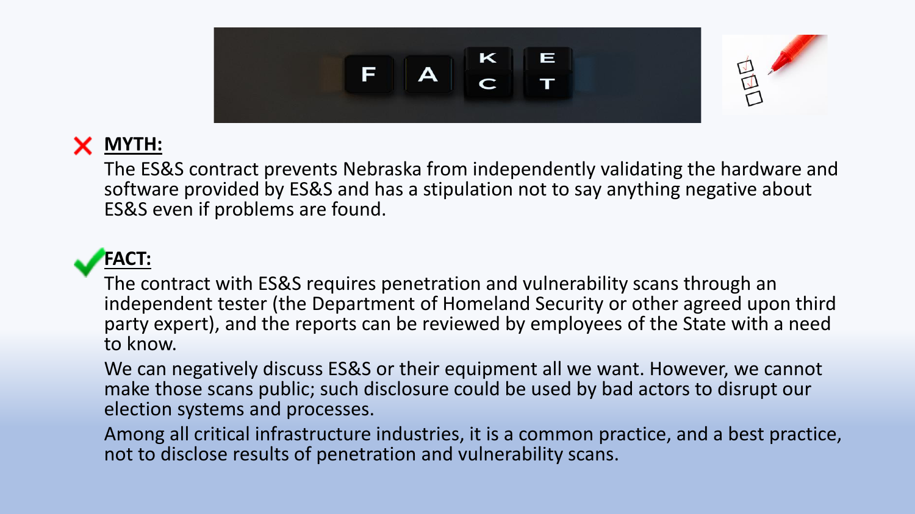❌ **MYTH:**

The ES&S contract prevents Nebraska from independently validating the hardware and software provided by ES&S and has a stipulation not to say anything negative about ES&S even if problems are found.

✔ **FACT:**

The contract with ES&S requires penetration and vulnerability scans through an independent tester (the Department of Homeland Security or other agreed upon third party expert), and the reports can be reviewed by employees of the State with a need to know.

We can negatively discuss ES&S or their equipment all we want. However, we cannot make those scans public; such disclosure could be used by bad actors to disrupt our election systems and processes.

Among all critical infrastructure industries, it is a common practice, and a best practice, not to disclose results of penetration and vulnerability scans.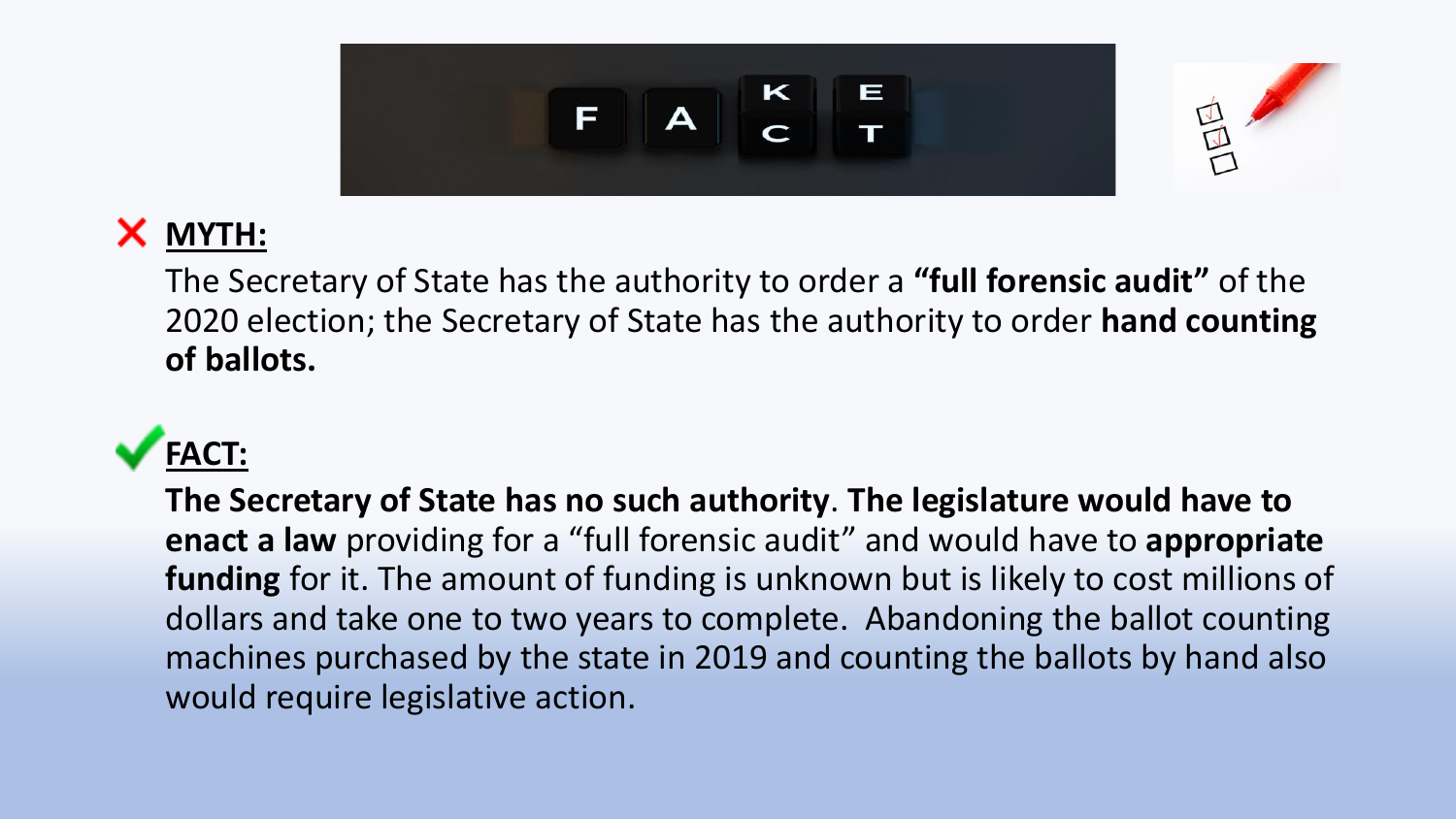## ❌ MYTH:

The Secretary of State has the authority to order a **"full forensic audit"** of the 2020 election; the Secretary of State has the authority to order **hand counting of ballots.**

## ✔ FACT:

**The Secretary of State has no such authority**. **The legislature would have to enact a law** providing for a "full forensic audit" and would have to **appropriate funding** for it. The amount of funding is unknown but is likely to cost millions of dollars and take one to two years to complete. Abandoning the ballot counting machines purchased by the state in 2019 and counting the ballots by hand also would require legislative action.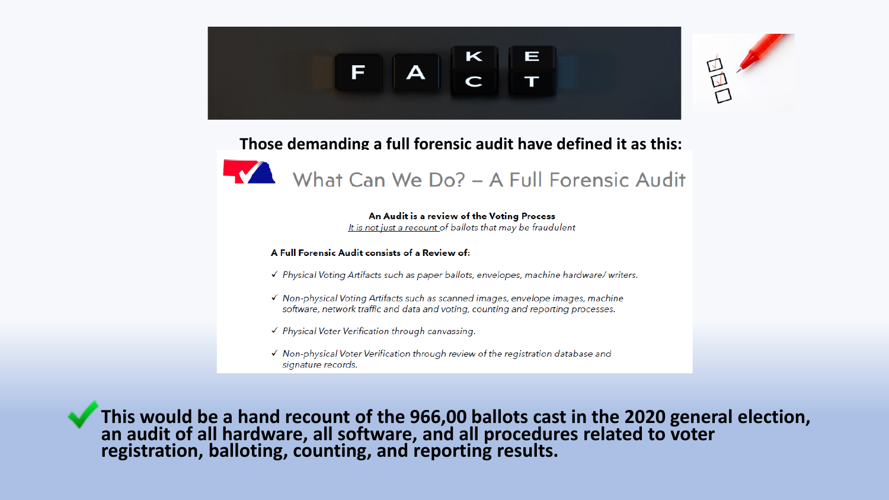Those demanding a full forensic audit have defined it as this:

## What Can We Do? – A Full Forensic Audit

**An Audit is a review of the Voting Process**

*It is not just a recount of ballots that may be fraudulent*

**A Full Forensic Audit consists of a Review of:**

- ✓ *Physical Voting Artifacts such as paper ballots, envelopes, machine hardware/ writers.*
- ✓ *Non-physical Voting Artifacts such as scanned images, envelope images, machine software, network traffic and data and voting, counting and reporting processes.*
- ✓ *Physical Voter Verification through canvassing.*
- ✓ *Non-physical Voter Verification through review of the registration database and signature records.*

**This would be a hand recount of the 966,00 ballots cast in the 2020 general election, an audit of all hardware, all software, and all procedures related to voter registration, balloting, counting, and reporting results.**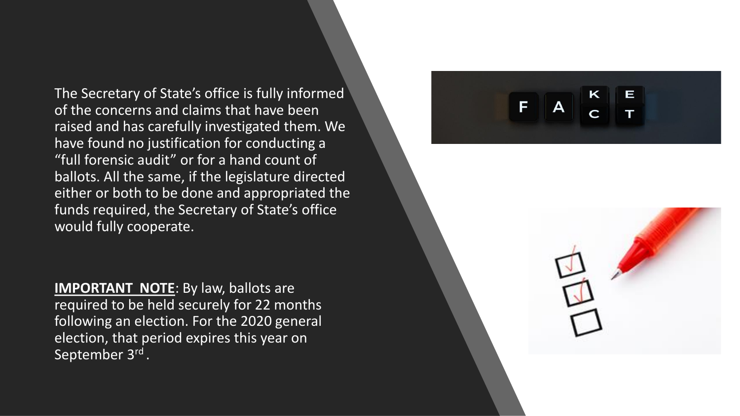The Secretary of State's office is fully informed of the concerns and claims that have been raised and has carefully investigated them. We have found no justification for conducting a "full forensic audit" or for a hand count of ballots. All the same, if the legislature directed either or both to be done and appropriated the funds required, the Secretary of State's office would fully cooperate.

**IMPORTANT NOTE**: By law, ballots are required to be held securely for 22 months following an election. For the 2020 general election, that period expires this year on September 3rd.